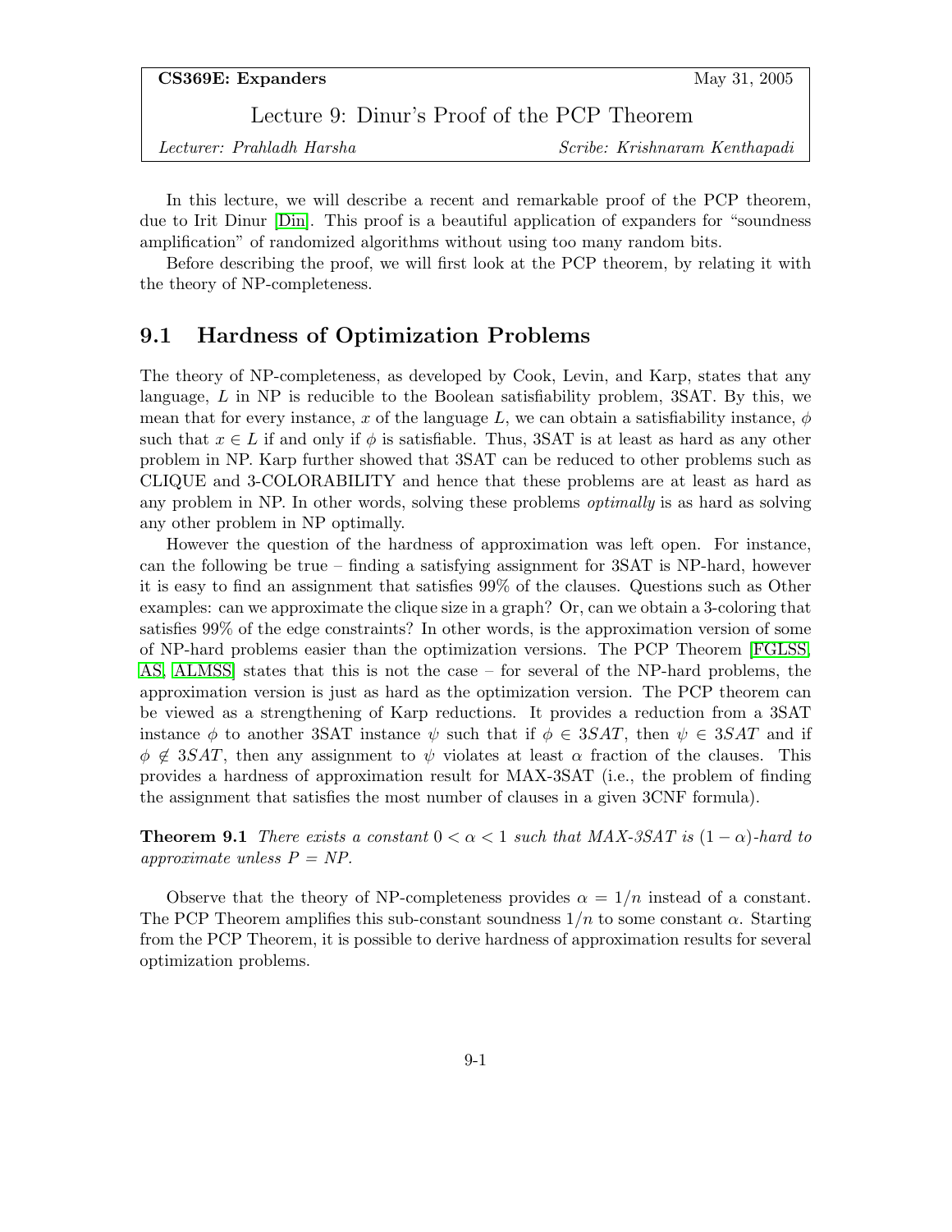| **CS369E: Expanders** | May 31, 2005 |
| --- | --- |
| Lecture 9: Dinur's Proof of the PCP Theorem | |
| *Lecturer: Prahladh Harsha* | *Scribe: Krishnaram Kenthapadi* |

In this lecture, we will describe a recent and remarkable proof of the PCP theorem, due to Irit Dinur [Din]. This proof is a beautiful application of expanders for "soundness amplification" of randomized algorithms without using too many random bits.

Before describing the proof, we will first look at the PCP theorem, by relating it with the theory of NP-completeness.

## 9.1 Hardness of Optimization Problems

The theory of NP-completeness, as developed by Cook, Levin, and Karp, states that any language, $L$ in NP is reducible to the Boolean satisfiability problem, 3SAT. By this, we mean that for every instance, $x$ of the language $L$, we can obtain a satisfiability instance, $\phi$ such that $x \in L$ if and only if $\phi$ is satisfiable. Thus, 3SAT is at least as hard as any other problem in NP. Karp further showed that 3SAT can be reduced to other problems such as CLIQUE and 3-COLORABILITY and hence that these problems are at least as hard as any problem in NP. In other words, solving these problems *optimally* is as hard as solving any other problem in NP optimally.

However the question of the hardness of approximation was left open. For instance, can the following be true – finding a satisfying assignment for 3SAT is NP-hard, however it is easy to find an assignment that satisfies 99% of the clauses. Questions such as Other examples: can we approximate the clique size in a graph? Or, can we obtain a 3-coloring that satisfies 99% of the edge constraints? In other words, is the approximation version of some of NP-hard problems easier than the optimization versions. The PCP Theorem [FGLSS, AS, ALMSS] states that this is not the case – for several of the NP-hard problems, the approximation version is just as hard as the optimization version. The PCP theorem can be viewed as a strengthening of Karp reductions. It provides a reduction from a 3SAT instance $\phi$ to another 3SAT instance $\psi$ such that if $\phi \in 3SAT$, then $\psi \in 3SAT$ and if $\phi \notin 3SAT$, then any assignment to $\psi$ violates at least $\alpha$ fraction of the clauses. This provides a hardness of approximation result for MAX-3SAT (i.e., the problem of finding the assignment that satisfies the most number of clauses in a given 3CNF formula).

**Theorem 9.1** *There exists a constant $0 < \alpha < 1$ such that MAX-3SAT is $(1 - \alpha)$-hard to approximate unless P = NP.*

Observe that the theory of NP-completeness provides $\alpha = 1/n$ instead of a constant. The PCP Theorem amplifies this sub-constant soundness $1/n$ to some constant $\alpha$. Starting from the PCP Theorem, it is possible to derive hardness of approximation results for several optimization problems.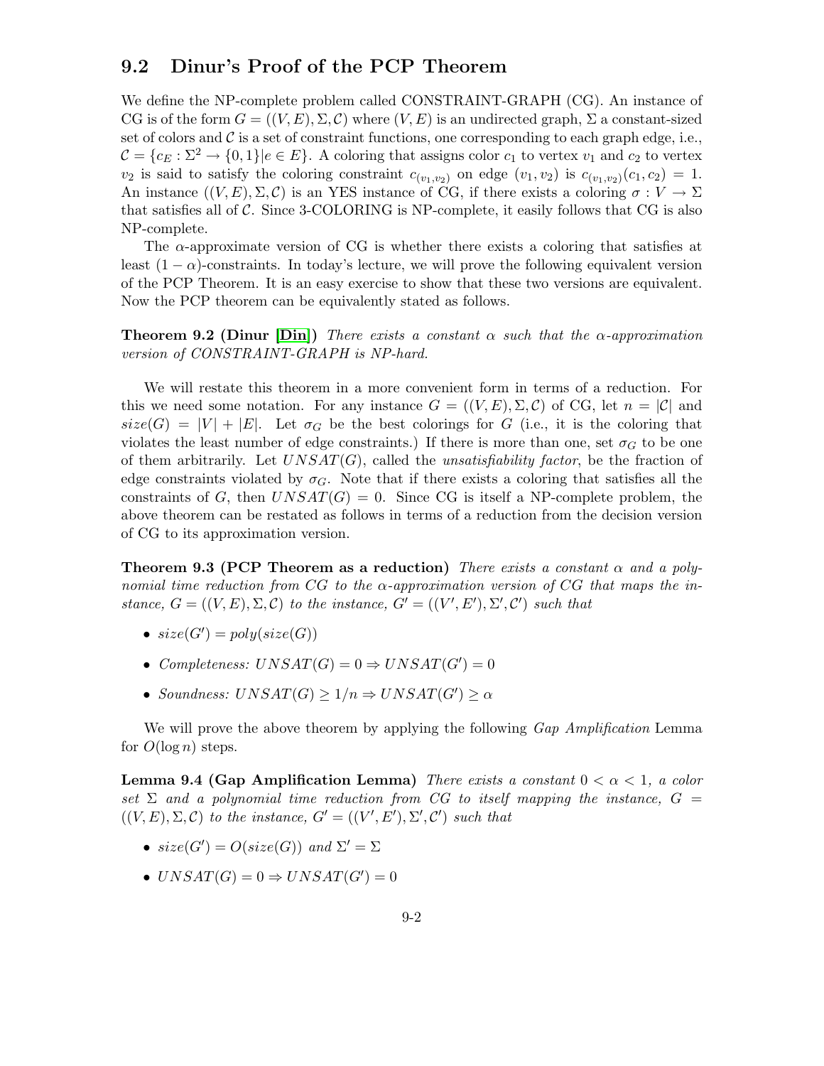## 9.2 Dinur's Proof of the PCP Theorem

We define the NP-complete problem called CONSTRAINT-GRAPH (CG). An instance of CG is of the form $G = ((V, E), \Sigma, \mathcal{C})$ where $(V, E)$ is an undirected graph, $\Sigma$ a constant-sized set of colors and $\mathcal{C}$ is a set of constraint functions, one corresponding to each graph edge, i.e., $\mathcal{C} = \{c_E : \Sigma^2 \to \{0, 1\} | e \in E\}$. A coloring that assigns color $c_1$ to vertex $v_1$ and $c_2$ to vertex $v_2$ is said to satisfy the coloring constraint $c_{(v_1,v_2)}$ on edge $(v_1, v_2)$ is $c_{(v_1,v_2)}(c_1, c_2) = 1$. An instance $((V, E), \Sigma, \mathcal{C})$ is an YES instance of CG, if there exists a coloring $\sigma : V \to \Sigma$ that satisfies all of $\mathcal{C}$. Since 3-COLORING is NP-complete, it easily follows that CG is also NP-complete.

The $\alpha$-approximate version of CG is whether there exists a coloring that satisfies at least $(1 - \alpha)$-constraints. In today's lecture, we will prove the following equivalent version of the PCP Theorem. It is an easy exercise to show that these two versions are equivalent. Now the PCP theorem can be equivalently stated as follows.

**Theorem 9.2 (Dinur [Din])** *There exists a constant $\alpha$ such that the $\alpha$-approximation version of CONSTRAINT-GRAPH is NP-hard.*

We will restate this theorem in a more convenient form in terms of a reduction. For this we need some notation. For any instance $G = ((V, E), \Sigma, \mathcal{C})$ of CG, let $n = |\mathcal{C}|$ and $size(G) = |V| + |E|$. Let $\sigma_G$ be the best colorings for $G$ (i.e., it is the coloring that violates the least number of edge constraints.) If there is more than one, set $\sigma_G$ to be one of them arbitrarily. Let $UNSAT(G)$, called the *unsatisfiability factor*, be the fraction of edge constraints violated by $\sigma_G$. Note that if there exists a coloring that satisfies all the constraints of $G$, then $UNSAT(G) = 0$. Since CG is itself a NP-complete problem, the above theorem can be restated as follows in terms of a reduction from the decision version of CG to its approximation version.

**Theorem 9.3 (PCP Theorem as a reduction)** *There exists a constant $\alpha$ and a polynomial time reduction from CG to the $\alpha$-approximation version of CG that maps the instance, $G = ((V, E), \Sigma, \mathcal{C})$ to the instance, $G' = ((V', E'), \Sigma', \mathcal{C}')$ such that*

- *$size(G') = poly(size(G))$*
- *Completeness: $UNSAT(G) = 0 \Rightarrow UNSAT(G') = 0$*
- *Soundness: $UNSAT(G) \geq 1/n \Rightarrow UNSAT(G') \geq \alpha$*

We will prove the above theorem by applying the following *Gap Amplification* Lemma for $O(\log n)$ steps.

**Lemma 9.4 (Gap Amplification Lemma)** *There exists a constant $0 < \alpha < 1$, a color set $\Sigma$ and a polynomial time reduction from CG to itself mapping the instance, $G = ((V, E), \Sigma, \mathcal{C})$ to the instance, $G' = ((V', E'), \Sigma', \mathcal{C}')$ such that*

- *$size(G') = O(size(G))$ and $\Sigma' = \Sigma$*
- *$UNSAT(G) = 0 \Rightarrow UNSAT(G') = 0$*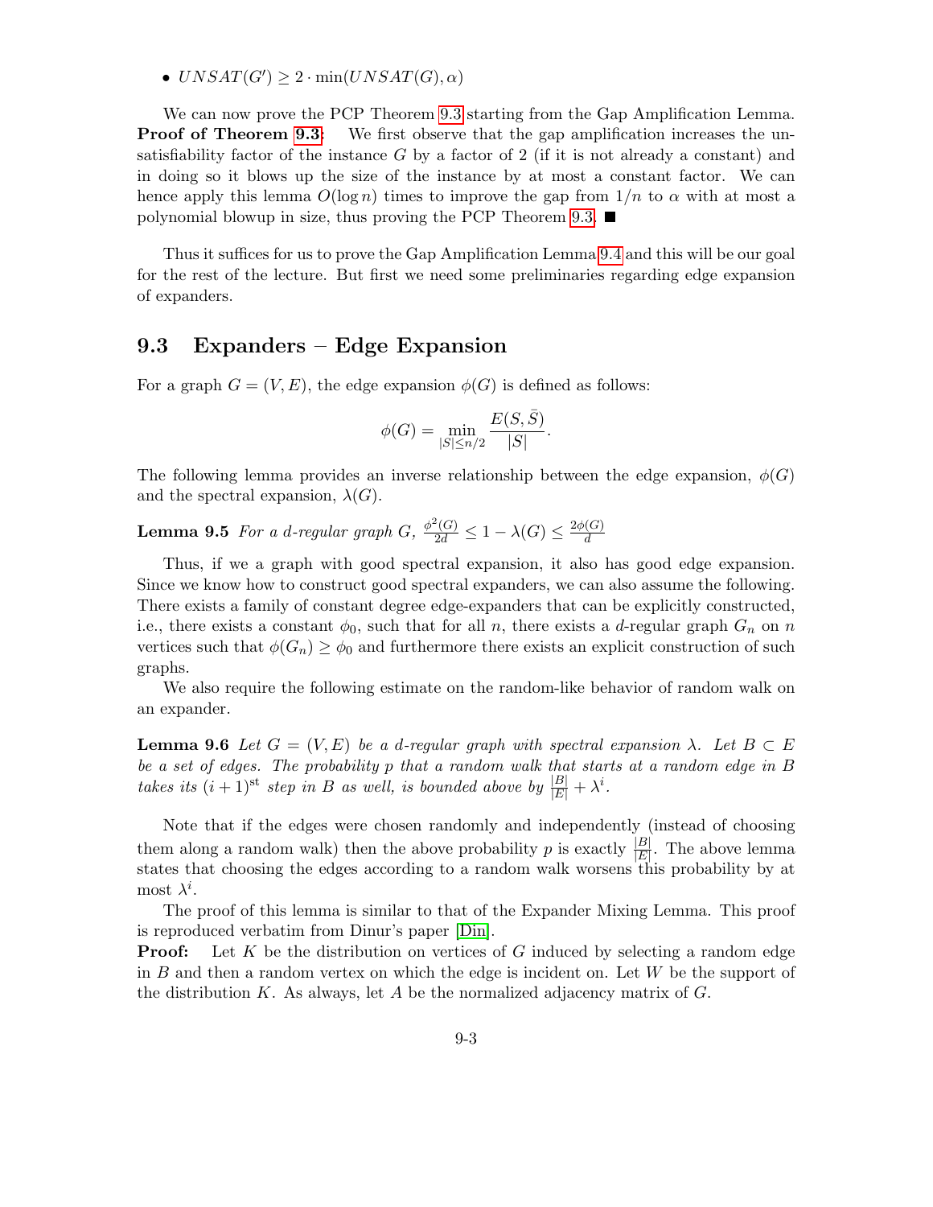- $UNSAT(G') \geq 2 \cdot \min(UNSAT(G), \alpha)$

We can now prove the PCP Theorem 9.3 starting from the Gap Amplification Lemma.

**Proof of Theorem 9.3:** We first observe that the gap amplification increases the unsatisfiability factor of the instance $G$ by a factor of 2 (if it is not already a constant) and in doing so it blows up the size of the instance by at most a constant factor. We can hence apply this lemma $O(\log n)$ times to improve the gap from $1/n$ to $\alpha$ with at most a polynomial blowup in size, thus proving the PCP Theorem 9.3. ■

Thus it suffices for us to prove the Gap Amplification Lemma 9.4 and this will be our goal for the rest of the lecture. But first we need some preliminaries regarding edge expansion of expanders.

## 9.3 Expanders – Edge Expansion

For a graph $G = (V, E)$, the edge expansion $\phi(G)$ is defined as follows:

$$\phi(G) = \min_{|S| \leq n/2} \frac{E(S, \bar{S})}{|S|}.$$

The following lemma provides an inverse relationship between the edge expansion, $\phi(G)$ and the spectral expansion, $\lambda(G)$.

**Lemma 9.5** *For a $d$-regular graph $G$, $\frac{\phi^2(G)}{2d} \leq 1 - \lambda(G) \leq \frac{2\phi(G)}{d}$*

Thus, if we a graph with good spectral expansion, it also has good edge expansion. Since we know how to construct good spectral expanders, we can also assume the following. There exists a family of constant degree edge-expanders that can be explicitly constructed, i.e., there exists a constant $\phi_0$, such that for all $n$, there exists a $d$-regular graph $G_n$ on $n$ vertices such that $\phi(G_n) \geq \phi_0$ and furthermore there exists an explicit construction of such graphs.

We also require the following estimate on the random-like behavior of random walk on an expander.

**Lemma 9.6** *Let $G = (V, E)$ be a $d$-regular graph with spectral expansion $\lambda$. Let $B \subset E$ be a set of edges. The probability $p$ that a random walk that starts at a random edge in $B$ takes its $(i+1)^{\text{st}}$ step in $B$ as well, is bounded above by $\frac{|B|}{|E|} + \lambda^i$.*

Note that if the edges were chosen randomly and independently (instead of choosing them along a random walk) then the above probability $p$ is exactly $\frac{|B|}{|E|}$. The above lemma states that choosing the edges according to a random walk worsens this probability by at most $\lambda^i$.

The proof of this lemma is similar to that of the Expander Mixing Lemma. This proof is reproduced verbatim from Dinur's paper [Din].

**Proof:** Let $K$ be the distribution on vertices of $G$ induced by selecting a random edge in $B$ and then a random vertex on which the edge is incident on. Let $W$ be the support of the distribution $K$. As always, let $A$ be the normalized adjacency matrix of $G$.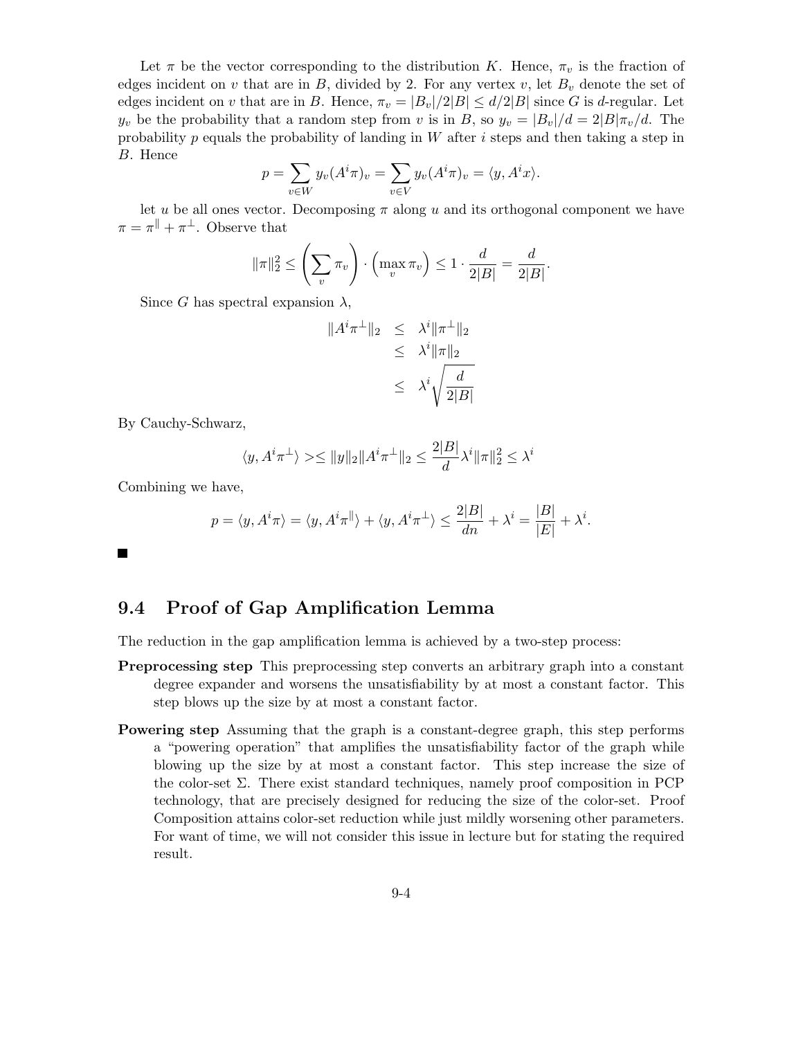Let $\pi$ be the vector corresponding to the distribution $K$. Hence, $\pi_v$ is the fraction of edges incident on $v$ that are in $B$, divided by 2. For any vertex $v$, let $B_v$ denote the set of edges incident on $v$ that are in $B$. Hence, $\pi_v = |B_v|/2|B| \leq d/2|B|$ since $G$ is $d$-regular. Let $y_v$ be the probability that a random step from $v$ is in $B$, so $y_v = |B_v|/d = 2|B|\pi_v/d$. The probability $p$ equals the probability of landing in $W$ after $i$ steps and then taking a step in $B$. Hence

$$p = \sum_{v \in W} y_v (A^i \pi)_v = \sum_{v \in V} y_v (A^i \pi)_v = \langle y, A^i x \rangle.$$

let $u$ be all ones vector. Decomposing $\pi$ along $u$ and its orthogonal component we have $\pi = \pi^{\|} + \pi^{\perp}$. Observe that

$$\|\pi\|_2^2 \leq \left( \sum_v \pi_v \right) \cdot \left( \max_v \pi_v \right) \leq 1 \cdot \frac{d}{2|B|} = \frac{d}{2|B|}.$$

Since $G$ has spectral expansion $\lambda$,

$$\begin{aligned} \|A^i \pi^{\perp}\|_2 &\leq \lambda^i \|\pi^{\perp}\|_2 \\ &\leq \lambda^i \|\pi\|_2 \\ &\leq \lambda^i \sqrt{\frac{d}{2|B|}} \end{aligned}$$

By Cauchy-Schwarz,

$$\langle y, A^i \pi^{\perp} \rangle > \leq \|y\|_2 \|A^i \pi^{\perp}\|_2 \leq \frac{2|B|}{d} \lambda^i \|\pi\|_2^2 \leq \lambda^i$$

Combining we have,

$$p = \langle y, A^i \pi \rangle = \langle y, A^i \pi^{\|} \rangle + \langle y, A^i \pi^{\perp} \rangle \leq \frac{2|B|}{dn} + \lambda^i = \frac{|B|}{|E|} + \lambda^i.$$

■

## 9.4 Proof of Gap Amplification Lemma

The reduction in the gap amplification lemma is achieved by a two-step process:

**Preprocessing step** This preprocessing step converts an arbitrary graph into a constant degree expander and worsens the unsatisfiability by at most a constant factor. This step blows up the size by at most a constant factor.

**Powering step** Assuming that the graph is a constant-degree graph, this step performs a "powering operation" that amplifies the unsatisfiability factor of the graph while blowing up the size by at most a constant factor. This step increase the size of the color-set $\Sigma$. There exist standard techniques, namely proof composition in PCP technology, that are precisely designed for reducing the size of the color-set. Proof Composition attains color-set reduction while just mildly worsening other parameters. For want of time, we will not consider this issue in lecture but for stating the required result.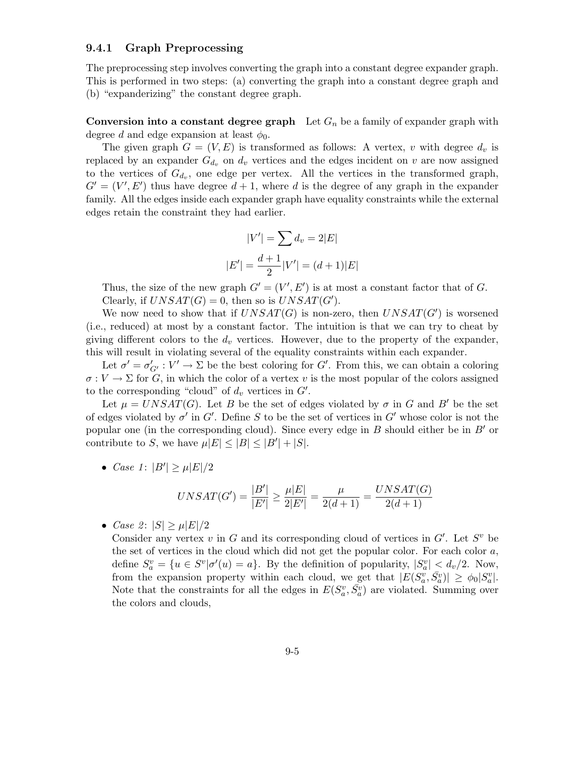### 9.4.1 Graph Preprocessing

The preprocessing step involves converting the graph into a constant degree expander graph. This is performed in two steps: (a) converting the graph into a constant degree graph and (b) "expanderizing" the constant degree graph.

**Conversion into a constant degree graph** Let $G_n$ be a family of expander graph with degree $d$ and edge expansion at least $\phi_0$.

The given graph $G = (V, E)$ is transformed as follows: A vertex, $v$ with degree $d_v$ is replaced by an expander $G_{d_v}$ on $d_v$ vertices and the edges incident on $v$ are now assigned to the vertices of $G_{d_v}$, one edge per vertex. All the vertices in the transformed graph, $G' = (V', E')$ thus have degree $d + 1$, where $d$ is the degree of any graph in the expander family. All the edges inside each expander graph have equality constraints while the external edges retain the constraint they had earlier.

$$|V'| = \sum d_v = 2|E|$$

$$|E'| = \frac{d+1}{2}|V'| = (d+1)|E|$$

Thus, the size of the new graph $G' = (V', E')$ is at most a constant factor that of $G$.

Clearly, if $UNSAT(G) = 0$, then so is $UNSAT(G')$.

We now need to show that if $UNSAT(G)$ is non-zero, then $UNSAT(G')$ is worsened (i.e., reduced) at most by a constant factor. The intuition is that we can try to cheat by giving different colors to the $d_v$ vertices. However, due to the property of the expander, this will result in violating several of the equality constraints within each expander.

Let $\sigma' = \sigma'_{G'} : V' \to \Sigma$ be the best coloring for $G'$. From this, we can obtain a coloring $\sigma : V \to \Sigma$ for $G$, in which the color of a vertex $v$ is the most popular of the colors assigned to the corresponding "cloud" of $d_v$ vertices in $G'$.

Let $\mu = UNSAT(G)$. Let $B$ be the set of edges violated by $\sigma$ in $G$ and $B'$ be the set of edges violated by $\sigma'$ in $G'$. Define $S$ to be the set of vertices in $G'$ whose color is not the popular one (in the corresponding cloud). Since every edge in $B$ should either be in $B'$ or contribute to $S$, we have $\mu|E| \leq |B| \leq |B'| + |S|$.

- *Case 1*: $|B'| \geq \mu|E|/2$

$$UNSAT(G') = \frac{|B'|}{|E'|} \geq \frac{\mu|E|}{2|E'|} = \frac{\mu}{2(d+1)} = \frac{UNSAT(G)}{2(d+1)}$$

- *Case 2*: $|S| \geq \mu|E|/2$
  Consider any vertex $v$ in $G$ and its corresponding cloud of vertices in $G'$. Let $S^v$ be the set of vertices in the cloud which did not get the popular color. For each color $a$, define $S^v_a = \{u \in S^v | \sigma'(u) = a\}$. By the definition of popularity, $|S^v_a| < d_v/2$. Now, from the expansion property within each cloud, we get that $|E(S^v_a, \bar{S^v_a})| \geq \phi_0 |S^v_a|$. Note that the constraints for all the edges in $E(S^v_a, \bar{S^v_a})$ are violated. Summing over the colors and clouds,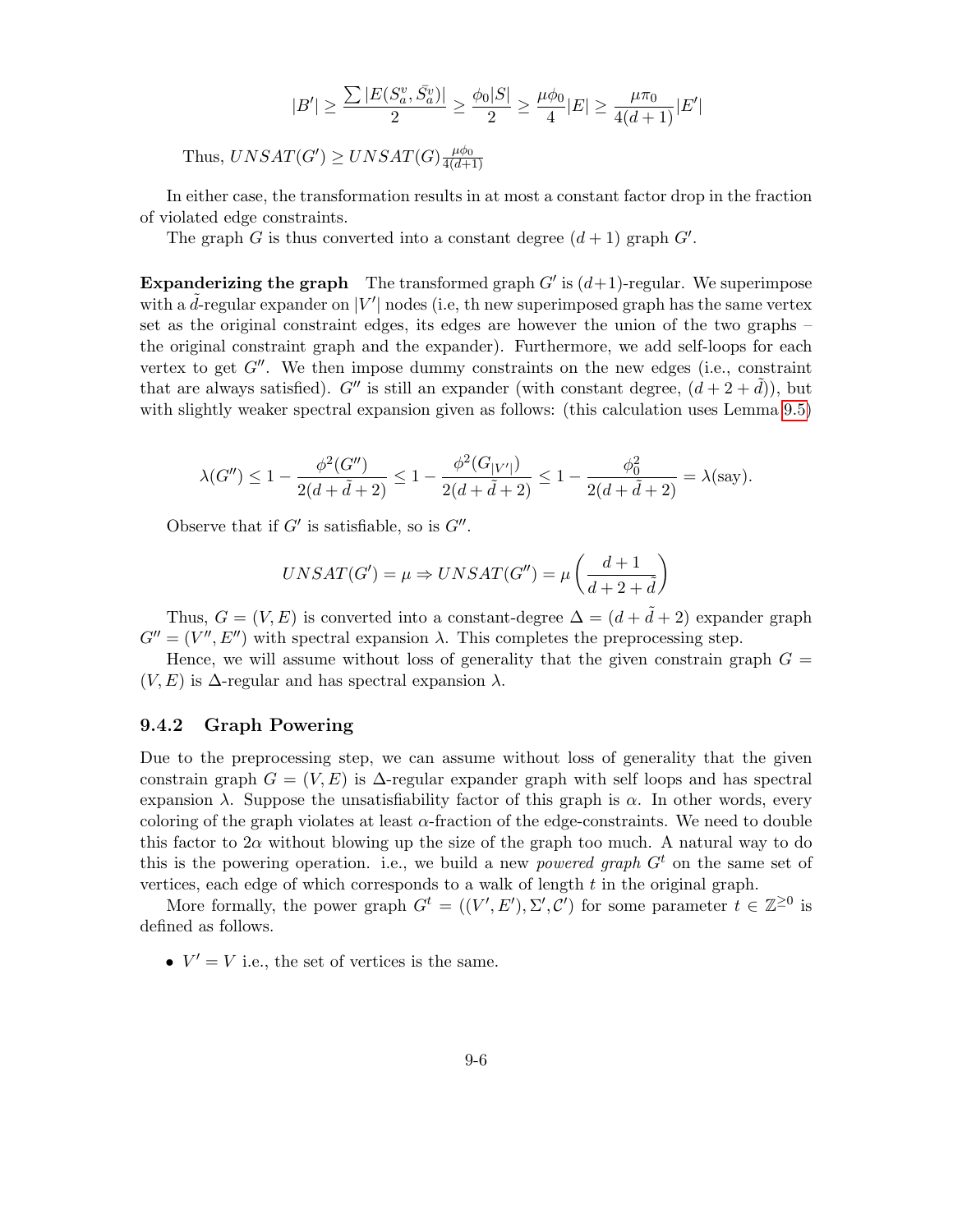$$|B'| \geq \frac{\sum |E(S_a^v, \bar{S_a^v})|}{2} \geq \frac{\phi_0 |S|}{2} \geq \frac{\mu \phi_0}{4}|E| \geq \frac{\mu \pi_0}{4(d+1)}|E'|$$

Thus, $UNSAT(G') \geq UNSAT(G)\frac{\mu\phi_0}{4(d+1)}$

In either case, the transformation results in at most a constant factor drop in the fraction of violated edge constraints.

The graph $G$ is thus converted into a constant degree $(d+1)$ graph $G'$.

**Expanderizing the graph** The transformed graph $G'$ is $(d+1)$-regular. We superimpose with a $\tilde{d}$-regular expander on $|V'|$ nodes (i.e, th new superimposed graph has the same vertex set as the original constraint edges, its edges are however the union of the two graphs – the original constraint graph and the expander). Furthermore, we add self-loops for each vertex to get $G''$. We then impose dummy constraints on the new edges (i.e., constraint that are always satisfied). $G''$ is still an expander (with constant degree, $(d+2+\tilde{d})$), but with slightly weaker spectral expansion given as follows: (this calculation uses Lemma 9.5)

$$\lambda(G'') \leq 1 - \frac{\phi^2(G'')}{2(d+\tilde{d}+2)} \leq 1 - \frac{\phi^2(G_{|V'|})}{2(d+\tilde{d}+2)} \leq 1 - \frac{\phi_0^2}{2(d+\tilde{d}+2)} = \lambda(\text{say}).$$

Observe that if $G'$ is satisfiable, so is $G''$.

$$UNSAT(G') = \mu \Rightarrow UNSAT(G'') = \mu\left(\frac{d+1}{d+2+\tilde{d}}\right)$$

Thus, $G = (V, E)$ is converted into a constant-degree $\Delta = (d + \tilde{d} + 2)$ expander graph $G'' = (V'', E'')$ with spectral expansion $\lambda$. This completes the preprocessing step.

Hence, we will assume without loss of generality that the given constrain graph $G = (V, E)$ is $\Delta$-regular and has spectral expansion $\lambda$.

### 9.4.2 Graph Powering

Due to the preprocessing step, we can assume without loss of generality that the given constrain graph $G = (V, E)$ is $\Delta$-regular expander graph with self loops and has spectral expansion $\lambda$. Suppose the unsatisfiability factor of this graph is $\alpha$. In other words, every coloring of the graph violates at least $\alpha$-fraction of the edge-constraints. We need to double this factor to $2\alpha$ without blowing up the size of the graph too much. A natural way to do this is the powering operation. i.e., we build a new *powered graph* $G^t$ on the same set of vertices, each edge of which corresponds to a walk of length $t$ in the original graph.

More formally, the power graph $G^t = ((V', E'), \Sigma', \mathcal{C}')$ for some parameter $t \in \mathbb{Z}^{\geq 0}$ is defined as follows.

- $V' = V$ i.e., the set of vertices is the same.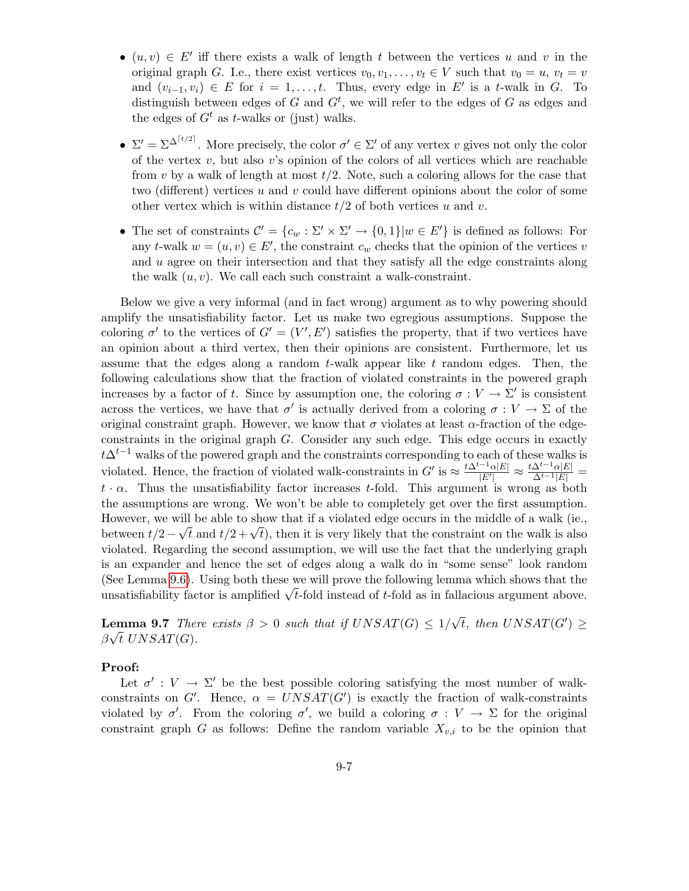- $(u, v) \in E'$ iff there exists a walk of length $t$ between the vertices $u$ and $v$ in the original graph $G$. I.e., there exist vertices $v_0, v_1, \ldots, v_t \in V$ such that $v_0 = u$, $v_t = v$ and $(v_{i-1}, v_i) \in E$ for $i = 1, \ldots, t$. Thus, every edge in $E'$ is a $t$-walk in $G$. To distinguish between edges of $G$ and $G^t$, we will refer to the edges of $G$ as edges and the edges of $G^t$ as $t$-walks or (just) walks.

- $\Sigma' = \Sigma^{\Delta^{\lceil t/2 \rceil}}$. More precisely, the color $\sigma' \in \Sigma'$ of any vertex $v$ gives not only the color of the vertex $v$, but also $v$'s opinion of the colors of all vertices which are reachable from $v$ by a walk of length at most $t/2$. Note, such a coloring allows for the case that two (different) vertices $u$ and $v$ could have different opinions about the color of some other vertex which is within distance $t/2$ of both vertices $u$ and $v$.

- The set of constraints $\mathcal{C}' = \{c_w : \Sigma' \times \Sigma' \to \{0, 1\} | w \in E'\}$ is defined as follows: For any $t$-walk $w = (u, v) \in E'$, the constraint $c_w$ checks that the opinion of the vertices $v$ and $u$ agree on their intersection and that they satisfy all the edge constraints along the walk $(u, v)$. We call each such constraint a walk-constraint.

Below we give a very informal (and in fact wrong) argument as to why powering should amplify the unsatisfiability factor. Let us make two egregious assumptions. Suppose the coloring $\sigma'$ to the vertices of $G' = (V', E')$ satisfies the property, that if two vertices have an opinion about a third vertex, then their opinions are consistent. Furthermore, let us assume that the edges along a random $t$-walk appear like $t$ random edges. Then, the following calculations show that the fraction of violated constraints in the powered graph increases by a factor of $t$. Since by assumption one, the coloring $\sigma : V \to \Sigma'$ is consistent across the vertices, we have that $\sigma'$ is actually derived from a coloring $\sigma : V \to \Sigma$ of the original constraint graph. However, we know that $\sigma$ violates at least $\alpha$-fraction of the edge-constraints in the original graph $G$. Consider any such edge. This edge occurs in exactly $t\Delta^{t-1}$ walks of the powered graph and the constraints corresponding to each of these walks is violated. Hence, the fraction of violated walk-constraints in $G'$ is $\approx \frac{t\Delta^{t-1}\alpha|E|}{|E'|} \approx \frac{t\Delta^{t-1}\alpha|E|}{\Delta^{t-1}|E|} = t \cdot \alpha$. Thus the unsatisfiability factor increases $t$-fold. This argument is wrong as both the assumptions are wrong. We won't be able to completely get over the first assumption. However, we will be able to show that if a violated edge occurs in the middle of a walk (ie., between $t/2 - \sqrt{t}$ and $t/2 + \sqrt{t}$), then it is very likely that the constraint on the walk is also violated. Regarding the second assumption, we will use the fact that the underlying graph is an expander and hence the set of edges along a walk do in "some sense" look random (See Lemma 9.6). Using both these we will prove the following lemma which shows that the unsatisfiability factor is amplified $\sqrt{t}$-fold instead of $t$-fold as in fallacious argument above.

**Lemma 9.7** *There exists $\beta > 0$ such that if $UNSAT(G) \le 1/\sqrt{t}$, then $UNSAT(G') \ge \beta\sqrt{t}\; UNSAT(G)$.*

**Proof:**

Let $\sigma' : V \to \Sigma'$ be the best possible coloring satisfying the most number of walk-constraints on $G'$. Hence, $\alpha = UNSAT(G')$ is exactly the fraction of walk-constraints violated by $\sigma'$. From the coloring $\sigma'$, we build a coloring $\sigma : V \to \Sigma$ for the original constraint graph $G$ as follows: Define the random variable $X_{v,i}$ to be the opinion that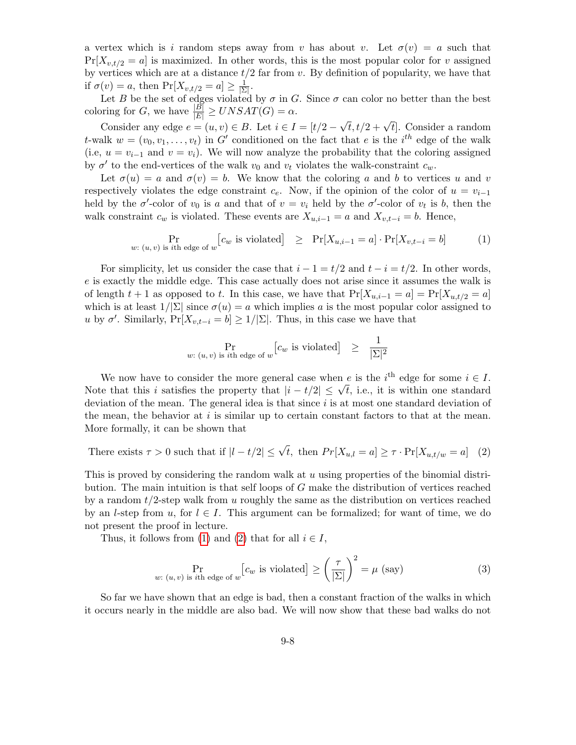a vertex which is $i$ random steps away from $v$ has about $v$. Let $\sigma(v) = a$ such that $\Pr[X_{v,t/2} = a]$ is maximized. In other words, this is the most popular color for $v$ assigned by vertices which are at a distance $t/2$ far from $v$. By definition of popularity, we have that if $\sigma(v) = a$, then $\Pr[X_{v,t/2} = a] \geq \frac{1}{|\Sigma|}$.

Let $B$ be the set of edges violated by $\sigma$ in $G$. Since $\sigma$ can color no better than the best coloring for $G$, we have $\frac{|B|}{|E|} \geq UNSAT(G) = \alpha$.

Consider any edge $e = (u, v) \in B$. Let $i \in I = [t/2 - \sqrt{t}, t/2 + \sqrt{t}]$. Consider a random $t$-walk $w = (v_0, v_1, \ldots, v_t)$ in $G'$ conditioned on the fact that $e$ is the $i^{th}$ edge of the walk (i.e, $u = v_{i-1}$ and $v = v_i$). We will now analyze the probability that the coloring assigned by $\sigma'$ to the end-vertices of the walk $v_0$ and $v_t$ violates the walk-constraint $c_w$.

Let $\sigma(u) = a$ and $\sigma(v) = b$. We know that the coloring $a$ and $b$ to vertices $u$ and $v$ respectively violates the edge constraint $c_e$. Now, if the opinion of the color of $u = v_{i-1}$ held by the $\sigma'$-color of $v_0$ is $a$ and that of $v = v_i$ held by the $\sigma'$-color of $v_t$ is $b$, then the walk constraint $c_w$ is violated. These events are $X_{u,i-1} = a$ and $X_{v,t-i} = b$. Hence,

$$\Pr_{w:\ (u,v) \text{ is } i\text{th edge of } w}\big[c_w \text{ is violated}\big] \quad \geq \quad \Pr[X_{u,i-1} = a] \cdot \Pr[X_{v,t-i} = b] \tag{1}$$

For simplicity, let us consider the case that $i - 1 = t/2$ and $t - i = t/2$. In other words, $e$ is exactly the middle edge. This case actually does not arise since it assumes the walk is of length $t + 1$ as opposed to $t$. In this case, we have that $\Pr[X_{u,i-1} = a] = \Pr[X_{u,t/2} = a]$ which is at least $1/|\Sigma|$ since $\sigma(u) = a$ which implies $a$ is the most popular color assigned to $u$ by $\sigma'$. Similarly, $\Pr[X_{v,t-i} = b] \geq 1/|\Sigma|$. Thus, in this case we have that

$$\Pr_{w:\ (u,v) \text{ is } i\text{th edge of } w}\big[c_w \text{ is violated}\big] \quad \geq \quad \frac{1}{|\Sigma|^2}$$

We now have to consider the more general case when $e$ is the $i^{\text{th}}$ edge for some $i \in I$. Note that this $i$ satisfies the property that $|i - t/2| \leq \sqrt{t}$, i.e., it is within one standard deviation of the mean. The general idea is that since $i$ is at most one standard deviation of the mean, the behavior at $i$ is similar up to certain constant factors to that at the mean. More formally, it can be shown that

$$\text{There exists } \tau > 0 \text{ such that if } |l - t/2| \leq \sqrt{t}, \text{ then } Pr[X_{u,l} = a] \geq \tau \cdot \Pr[X_{u,t/w} = a] \tag{2}$$

This is proved by considering the random walk at $u$ using properties of the binomial distribution. The main intuition is that self loops of $G$ make the distribution of vertices reached by a random $t/2$-step walk from $u$ roughly the same as the distribution on vertices reached by an $l$-step from $u$, for $l \in I$. This argument can be formalized; for want of time, we do not present the proof in lecture.

Thus, it follows from (1) and (2) that for all $i \in I$,

$$\Pr_{w:\ (u,v) \text{ is } i\text{th edge of } w}\big[c_w \text{ is violated}\big] \geq \left(\frac{\tau}{|\Sigma|}\right)^2 = \mu \text{ (say)} \tag{3}$$

So far we have shown that an edge is bad, then a constant fraction of the walks in which it occurs nearly in the middle are also bad. We will now show that these bad walks do not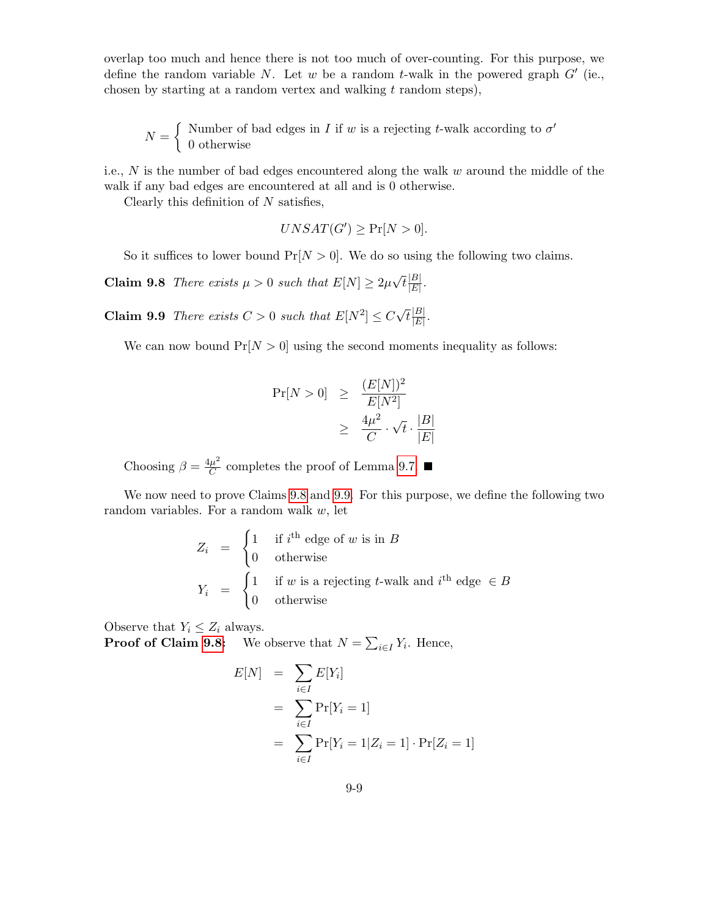overlap too much and hence there is not too much of over-counting. For this purpose, we define the random variable $N$. Let $w$ be a random $t$-walk in the powered graph $G'$ (ie., chosen by starting at a random vertex and walking $t$ random steps),

$$N = \begin{cases} \text{Number of bad edges in } I \text{ if } w \text{ is a rejecting } t\text{-walk according to } \sigma' \\ 0 \text{ otherwise} \end{cases}$$

i.e., $N$ is the number of bad edges encountered along the walk $w$ around the middle of the walk if any bad edges are encountered at all and is 0 otherwise.

Clearly this definition of $N$ satisfies,

$$UNSAT(G') \geq \Pr[N > 0].$$

So it suffices to lower bound $\Pr[N > 0]$. We do so using the following two claims.

**Claim 9.8** *There exists* $\mu > 0$ *such that* $E[N] \geq 2\mu\sqrt{t}\frac{|B|}{|E|}$.

**Claim 9.9** *There exists* $C > 0$ *such that* $E[N^2] \leq C\sqrt{t}\frac{|B|}{|E|}$.

We can now bound $\Pr[N > 0]$ using the second moments inequality as follows:

$$\begin{aligned} \Pr[N > 0] &\geq \frac{(E[N])^2}{E[N^2]} \\ &\geq \frac{4\mu^2}{C} \cdot \sqrt{t} \cdot \frac{|B|}{|E|} \end{aligned}$$

Choosing $\beta = \frac{4\mu^2}{C}$ completes the proof of Lemma 9.7. ■

We now need to prove Claims 9.8 and 9.9. For this purpose, we define the following two random variables. For a random walk $w$, let

$$\begin{aligned} Z_i &= \begin{cases} 1 & \text{if } i^{\text{th}} \text{ edge of } w \text{ is in } B \\ 0 & \text{otherwise} \end{cases} \\ Y_i &= \begin{cases} 1 & \text{if } w \text{ is a rejecting } t\text{-walk and } i^{\text{th}} \text{ edge } \in B \\ 0 & \text{otherwise} \end{cases} \end{aligned}$$

Observe that $Y_i \leq Z_i$ always.

**Proof of Claim 9.8:** We observe that $N = \sum_{i \in I} Y_i$. Hence,

$$\begin{aligned} E[N] &= \sum_{i \in I} E[Y_i] \\ &= \sum_{i \in I} \Pr[Y_i = 1] \\ &= \sum_{i \in I} \Pr[Y_i = 1 | Z_i = 1] \cdot \Pr[Z_i = 1] \end{aligned}$$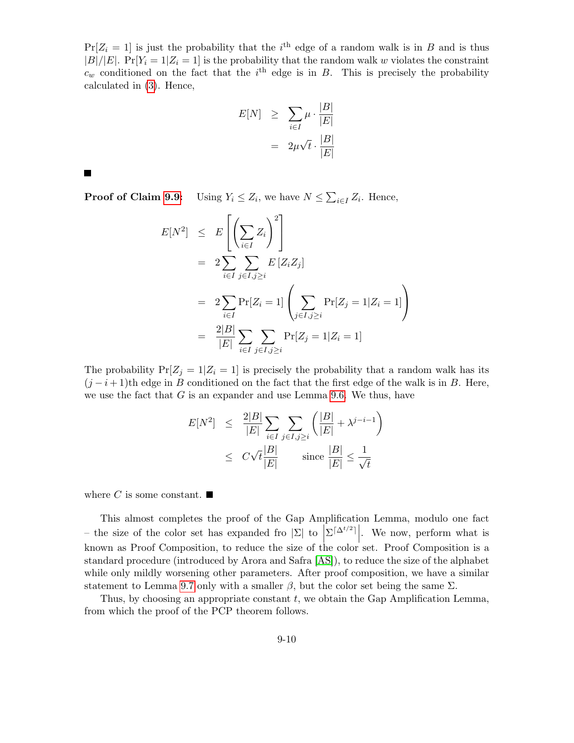$\Pr[Z_i = 1]$ is just the probability that the $i^{\text{th}}$ edge of a random walk is in $B$ and is thus $|B|/|E|$. $\Pr[Y_i = 1|Z_i = 1]$ is the probability that the random walk $w$ violates the constraint $c_w$ conditioned on the fact that the $i^{\text{th}}$ edge is in $B$. This is precisely the probability calculated in (3). Hence,

$$
\begin{aligned}
E[N] &\geq \sum_{i \in I} \mu \cdot \frac{|B|}{|E|} \\
&= 2\mu\sqrt{t} \cdot \frac{|B|}{|E|}
\end{aligned}
$$

■

**Proof of Claim 9.9:** Using $Y_i \leq Z_i$, we have $N \leq \sum_{i \in I} Z_i$. Hence,

$$
\begin{aligned}
E[N^2] &\leq E\left[\left(\sum_{i \in I} Z_i\right)^2\right] \\
&= 2\sum_{i \in I} \sum_{j \in I, j \geq i} E\left[Z_i Z_j\right] \\
&= 2\sum_{i \in I} \Pr[Z_i = 1] \left(\sum_{j \in I, j \geq i} \Pr[Z_j = 1 | Z_i = 1]\right) \\
&= \frac{2|B|}{|E|} \sum_{i \in I} \sum_{j \in I, j \geq i} \Pr[Z_j = 1 | Z_i = 1]
\end{aligned}
$$

The probability $\Pr[Z_j = 1|Z_i = 1]$ is precisely the probability that a random walk has its $(j - i + 1)$th edge in $B$ conditioned on the fact that the first edge of the walk is in $B$. Here, we use the fact that $G$ is an expander and use Lemma 9.6. We thus, have

$$
\begin{aligned}
E[N^2] &\leq \frac{2|B|}{|E|} \sum_{i \in I} \sum_{j \in I, j \geq i} \left(\frac{|B|}{|E|} + \lambda^{j-i-1}\right) \\
&\leq C\sqrt{t}\frac{|B|}{|E|} \qquad \text{since } \frac{|B|}{|E|} \leq \frac{1}{\sqrt{t}}
\end{aligned}
$$

where $C$ is some constant. ■

This almost completes the proof of the Gap Amplification Lemma, modulo one fact – the size of the color set has expanded fro $|\Sigma|$ to $\left|\Sigma^{\lceil \Delta^{t/2} \rceil}\right|$. We now, perform what is known as Proof Composition, to reduce the size of the color set. Proof Composition is a standard procedure (introduced by Arora and Safra [AS]), to reduce the size of the alphabet while only mildly worsening other parameters. After proof composition, we have a similar statement to Lemma 9.7 only with a smaller $\beta$, but the color set being the same $\Sigma$.

Thus, by choosing an appropriate constant $t$, we obtain the Gap Amplification Lemma, from which the proof of the PCP theorem follows.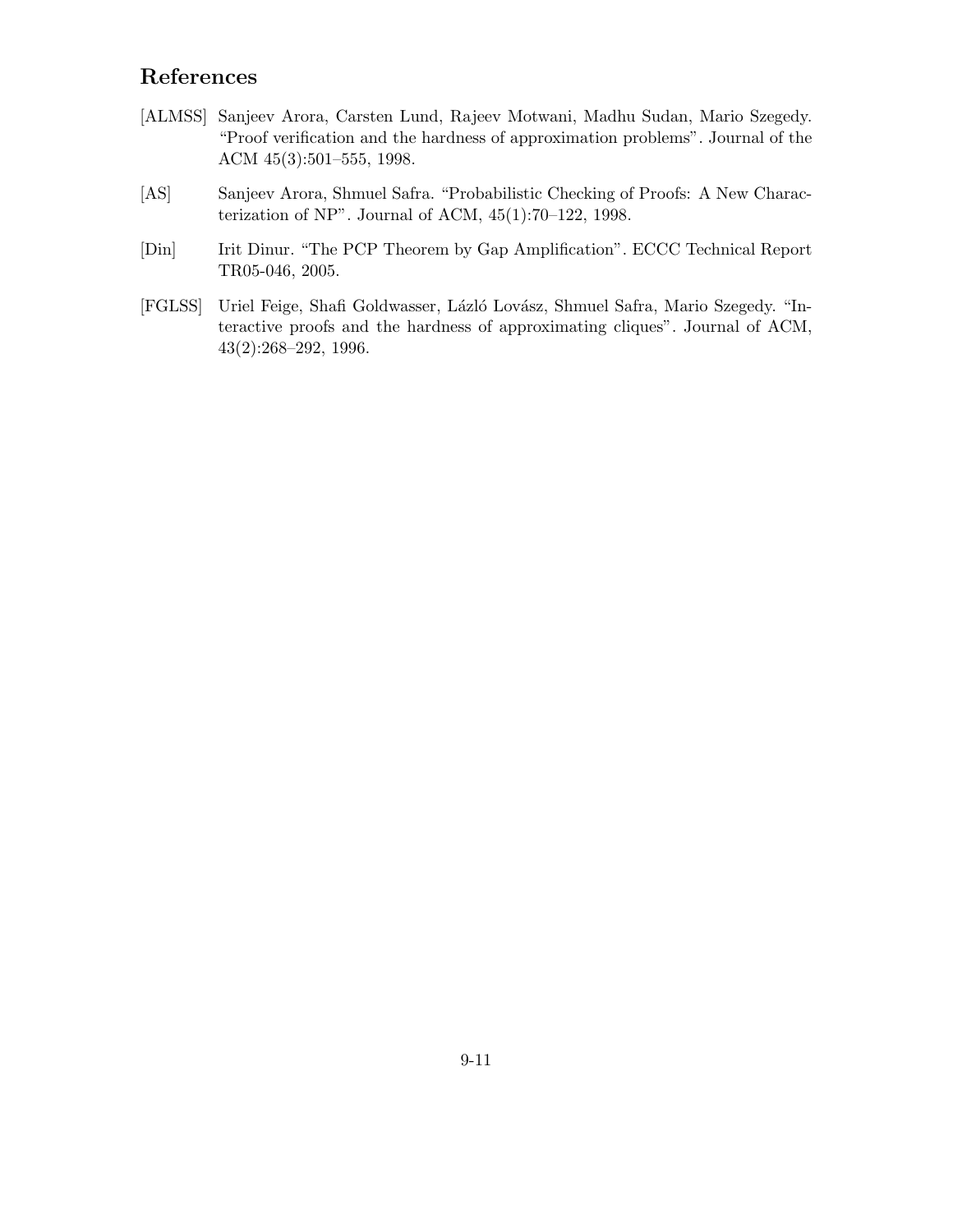## References

[ALMSS] Sanjeev Arora, Carsten Lund, Rajeev Motwani, Madhu Sudan, Mario Szegedy. "Proof verification and the hardness of approximation problems". Journal of the ACM 45(3):501–555, 1998.

[AS] Sanjeev Arora, Shmuel Safra. "Probabilistic Checking of Proofs: A New Characterization of NP". Journal of ACM, 45(1):70–122, 1998.

[Din] Irit Dinur. "The PCP Theorem by Gap Amplification". ECCC Technical Report TR05-046, 2005.

[FGLSS] Uriel Feige, Shafi Goldwasser, Lázló Lovász, Shmuel Safra, Mario Szegedy. "Interactive proofs and the hardness of approximating cliques". Journal of ACM, 43(2):268–292, 1996.